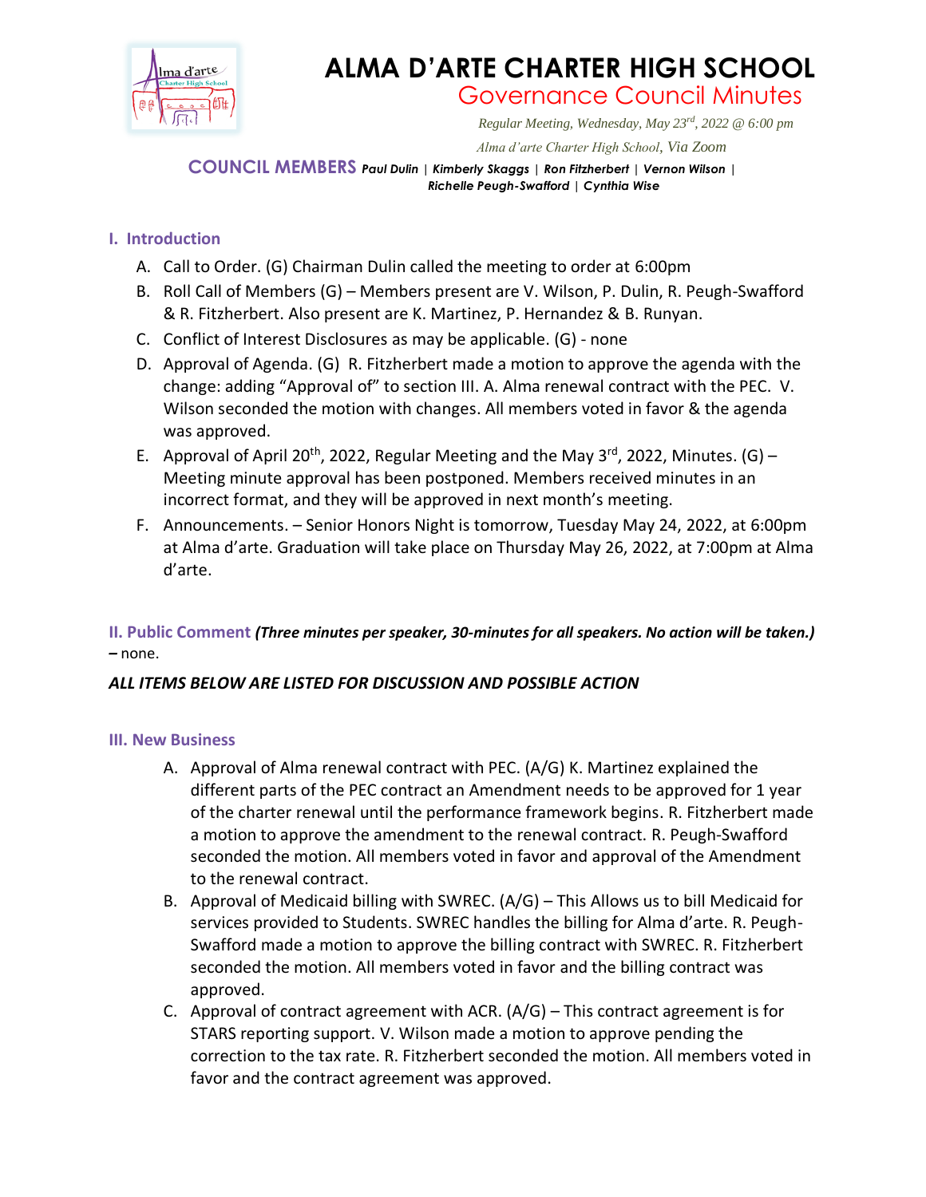# ALMA D'ARTE CHARTER HIGH SCHOOL

## Governance Council Minutes

*Regular Meeting, Wednesday, May 23rd, 2022 @ 6:00 pm*

*Alma d'arte Charter High School, Via Zoom*

**COUNCIL MEMBERS** ***Paul Dulin | Kimberly Skaggs | Ron Fitzherbert | Vernon Wilson | Richelle Peugh-Swafford | Cynthia Wise***

### I. Introduction

A. Call to Order. (G) Chairman Dulin called the meeting to order at 6:00pm

B. Roll Call of Members (G) – Members present are V. Wilson, P. Dulin, R. Peugh-Swafford & R. Fitzherbert. Also present are K. Martinez, P. Hernandez & B. Runyan.

C. Conflict of Interest Disclosures as may be applicable. (G) - none

D. Approval of Agenda. (G) R. Fitzherbert made a motion to approve the agenda with the change: adding "Approval of" to section III. A. Alma renewal contract with the PEC. V. Wilson seconded the motion with changes. All members voted in favor & the agenda was approved.

E. Approval of April 20th, 2022, Regular Meeting and the May 3rd, 2022, Minutes. (G) – Meeting minute approval has been postponed. Members received minutes in an incorrect format, and they will be approved in next month's meeting.

F. Announcements. – Senior Honors Night is tomorrow, Tuesday May 24, 2022, at 6:00pm at Alma d'arte. Graduation will take place on Thursday May 26, 2022, at 7:00pm at Alma d'arte.

### II. Public Comment *(Three minutes per speaker, 30-minutes for all speakers. No action will be taken.)*

**–** none.

***ALL ITEMS BELOW ARE LISTED FOR DISCUSSION AND POSSIBLE ACTION***

### III. New Business

A. Approval of Alma renewal contract with PEC. (A/G) K. Martinez explained the different parts of the PEC contract an Amendment needs to be approved for 1 year of the charter renewal until the performance framework begins. R. Fitzherbert made a motion to approve the amendment to the renewal contract. R. Peugh-Swafford seconded the motion. All members voted in favor and approval of the Amendment to the renewal contract.

B. Approval of Medicaid billing with SWREC. (A/G) – This Allows us to bill Medicaid for services provided to Students. SWREC handles the billing for Alma d'arte. R. Peugh-Swafford made a motion to approve the billing contract with SWREC. R. Fitzherbert seconded the motion. All members voted in favor and the billing contract was approved.

C. Approval of contract agreement with ACR. (A/G) – This contract agreement is for STARS reporting support. V. Wilson made a motion to approve pending the correction to the tax rate. R. Fitzherbert seconded the motion. All members voted in favor and the contract agreement was approved.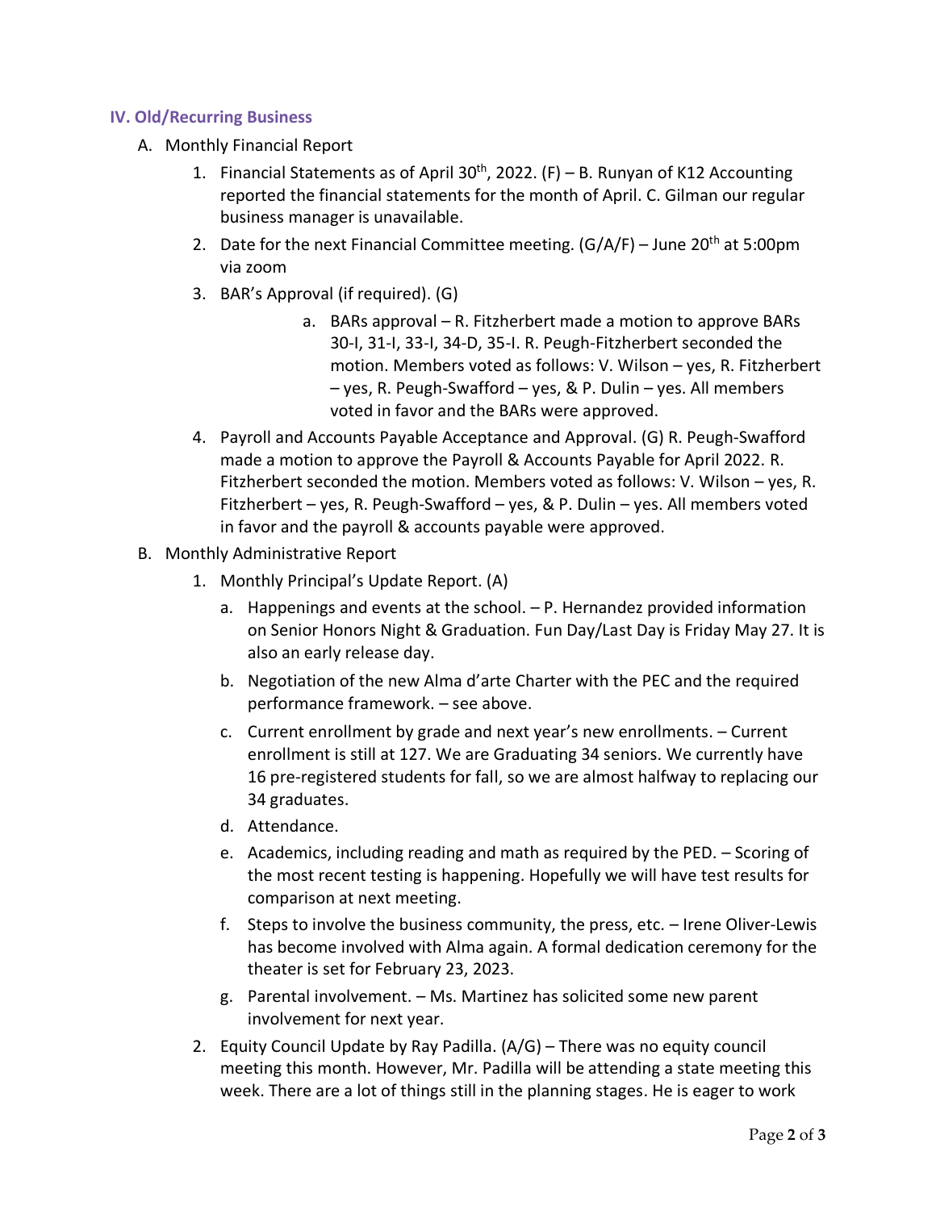### IV. Old/Recurring Business

A. Monthly Financial Report

1. Financial Statements as of April 30th, 2022. (F) – B. Runyan of K12 Accounting reported the financial statements for the month of April. C. Gilman our regular business manager is unavailable.
2. Date for the next Financial Committee meeting. (G/A/F) – June 20th at 5:00pm via zoom
3. BAR's Approval (if required). (G)
    a. BARs approval – R. Fitzherbert made a motion to approve BARs 30-I, 31-I, 33-I, 34-D, 35-I. R. Peugh-Fitzherbert seconded the motion. Members voted as follows: V. Wilson – yes, R. Fitzherbert – yes, R. Peugh-Swafford – yes, & P. Dulin – yes. All members voted in favor and the BARs were approved.
4. Payroll and Accounts Payable Acceptance and Approval. (G) R. Peugh-Swafford made a motion to approve the Payroll & Accounts Payable for April 2022. R. Fitzherbert seconded the motion. Members voted as follows: V. Wilson – yes, R. Fitzherbert – yes, R. Peugh-Swafford – yes, & P. Dulin – yes. All members voted in favor and the payroll & accounts payable were approved.

B. Monthly Administrative Report

1. Monthly Principal's Update Report. (A)
    a. Happenings and events at the school. – P. Hernandez provided information on Senior Honors Night & Graduation. Fun Day/Last Day is Friday May 27. It is also an early release day.
    b. Negotiation of the new Alma d'arte Charter with the PEC and the required performance framework. – see above.
    c. Current enrollment by grade and next year's new enrollments. – Current enrollment is still at 127. We are Graduating 34 seniors. We currently have 16 pre-registered students for fall, so we are almost halfway to replacing our 34 graduates.
    d. Attendance.
    e. Academics, including reading and math as required by the PED. – Scoring of the most recent testing is happening. Hopefully we will have test results for comparison at next meeting.
    f. Steps to involve the business community, the press, etc. – Irene Oliver-Lewis has become involved with Alma again. A formal dedication ceremony for the theater is set for February 23, 2023.
    g. Parental involvement. – Ms. Martinez has solicited some new parent involvement for next year.
2. Equity Council Update by Ray Padilla. (A/G) – There was no equity council meeting this month. However, Mr. Padilla will be attending a state meeting this week. There are a lot of things still in the planning stages. He is eager to work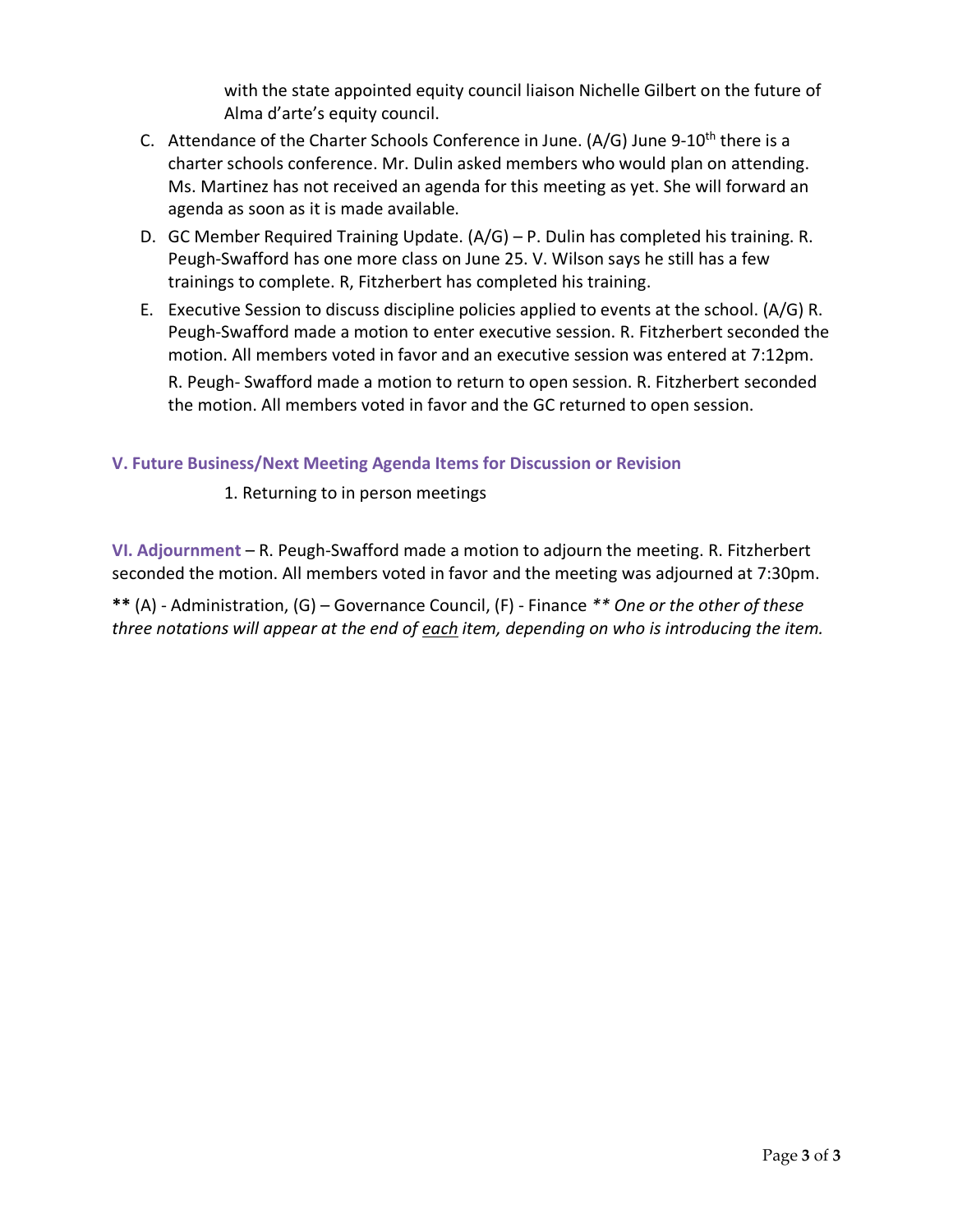with the state appointed equity council liaison Nichelle Gilbert on the future of Alma d'arte's equity council.

C. Attendance of the Charter Schools Conference in June. (A/G) June 9-10th there is a charter schools conference. Mr. Dulin asked members who would plan on attending. Ms. Martinez has not received an agenda for this meeting as yet. She will forward an agenda as soon as it is made available.

D. GC Member Required Training Update. (A/G) – P. Dulin has completed his training. R. Peugh-Swafford has one more class on June 25. V. Wilson says he still has a few trainings to complete. R, Fitzherbert has completed his training.

E. Executive Session to discuss discipline policies applied to events at the school. (A/G) R. Peugh-Swafford made a motion to enter executive session. R. Fitzherbert seconded the motion. All members voted in favor and an executive session was entered at 7:12pm.

   R. Peugh- Swafford made a motion to return to open session. R. Fitzherbert seconded the motion. All members voted in favor and the GC returned to open session.

### V. Future Business/Next Meeting Agenda Items for Discussion or Revision

1. Returning to in person meetings

**VI. Adjournment** – R. Peugh-Swafford made a motion to adjourn the meeting. R. Fitzherbert seconded the motion. All members voted in favor and the meeting was adjourned at 7:30pm.

**\*\*** (A) - Administration, (G) – Governance Council, (F) - Finance *\*\* One or the other of these three notations will appear at the end of* ***each*** *item, depending on who is introducing the item.*